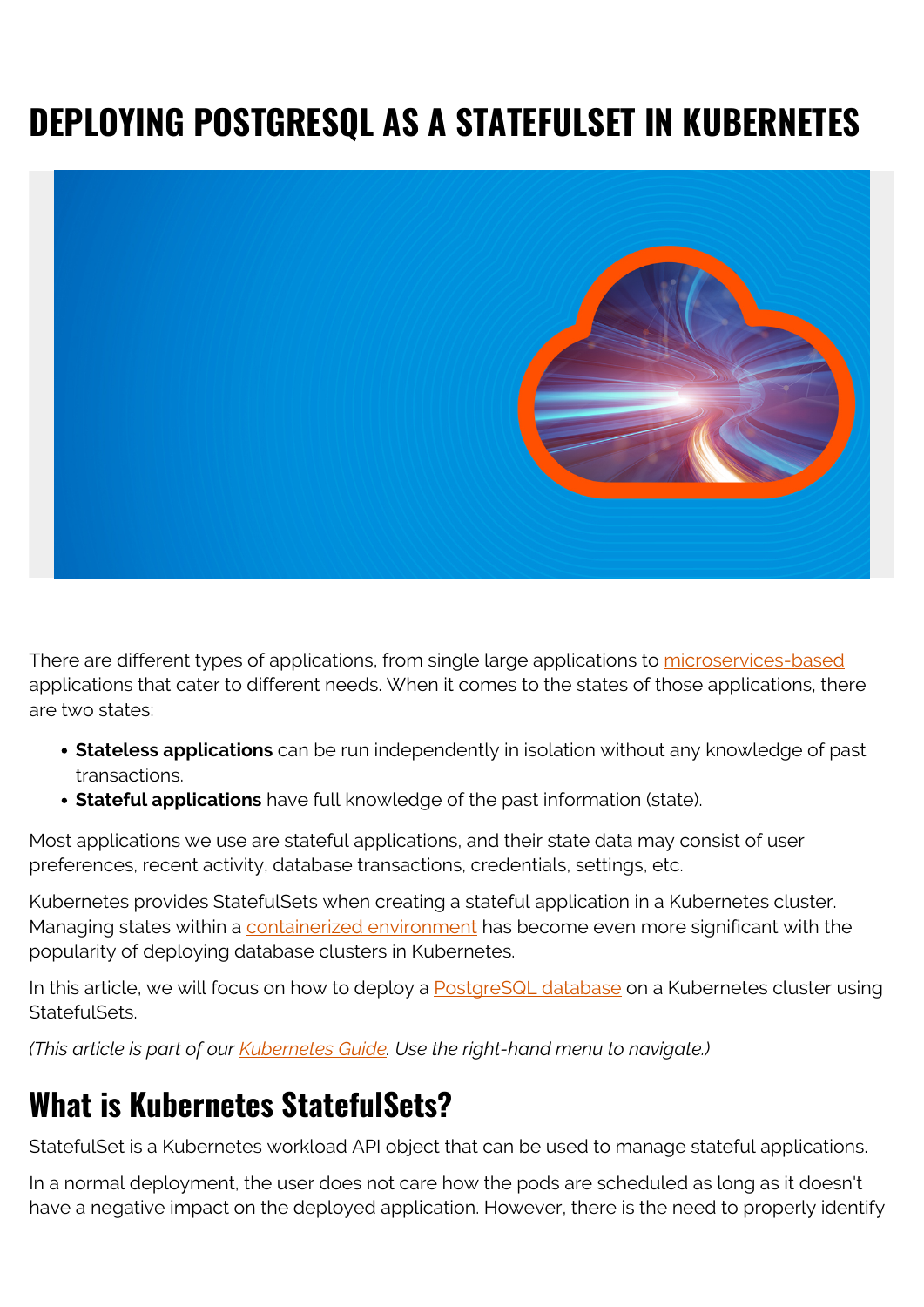# DEPLOYING POSTGRESQL AS A STATEFULSET IN KUBERNETES

There are different types of applications, from single large applications to microservices-based applications that cater to different needs. When it comes to the states of those applications, there are two states:

- **Stateless applications** can be run independently in isolation without any knowledge of past transactions.
- **Stateful applications** have full knowledge of the past information (state).

Most applications we use are stateful applications, and their state data may consist of user preferences, recent activity, database transactions, credentials, settings, etc.

Kubernetes provides StatefulSets when creating a stateful application in a Kubernetes cluster. Managing states within a containerized environment has become even more significant with the popularity of deploying database clusters in Kubernetes.

In this article, we will focus on how to deploy a PostgreSQL database on a Kubernetes cluster using StatefulSets.

*(This article is part of our Kubernetes Guide. Use the right-hand menu to navigate.)*

## What is Kubernetes StatefulSets?

StatefulSet is a Kubernetes workload API object that can be used to manage stateful applications.

In a normal deployment, the user does not care how the pods are scheduled as long as it doesn't have a negative impact on the deployed application. However, there is the need to properly identify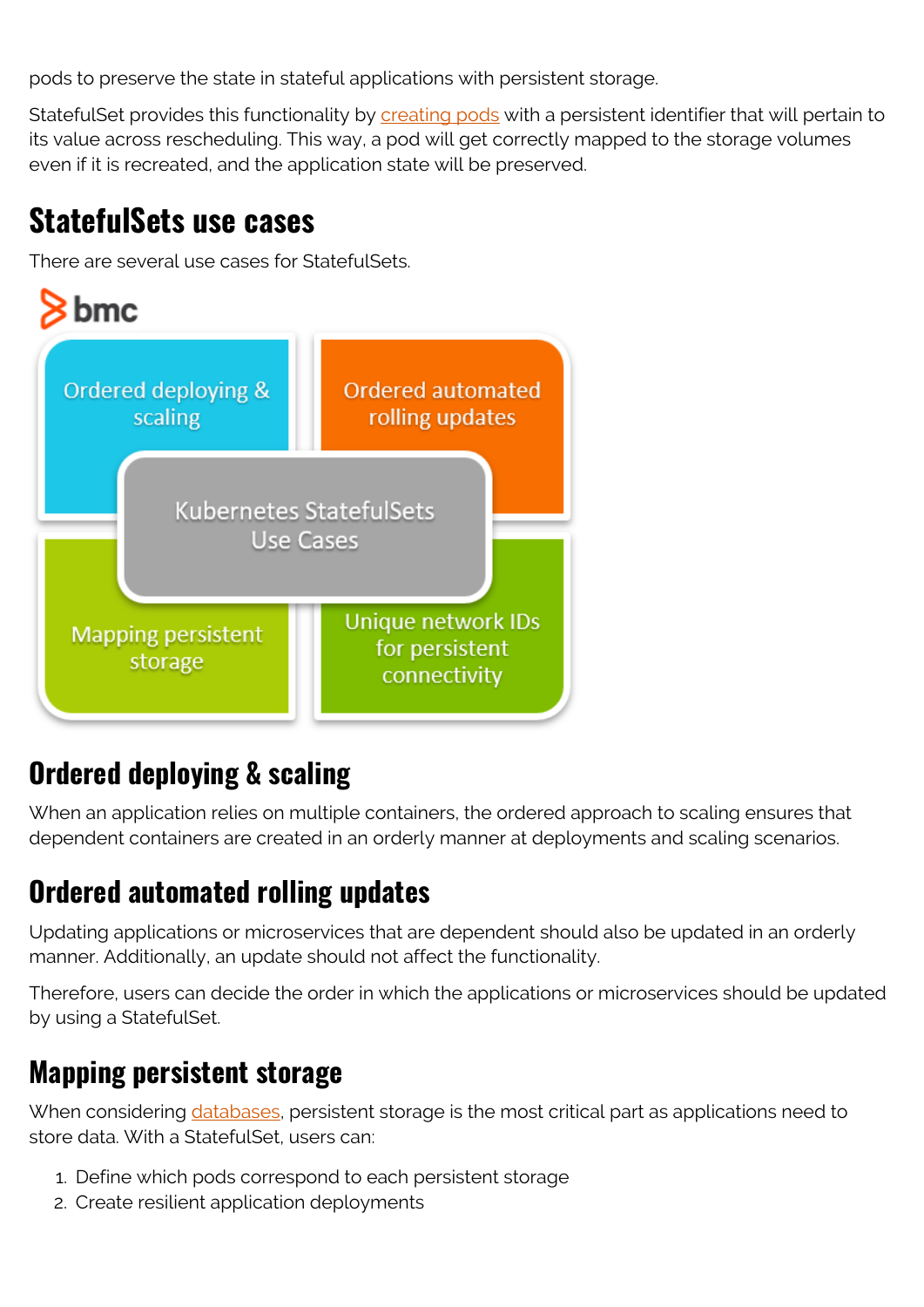pods to preserve the state in stateful applications with persistent storage.

StatefulSet provides this functionality by creating pods with a persistent identifier that will pertain to its value across rescheduling. This way, a pod will get correctly mapped to the storage volumes even if it is recreated, and the application state will be preserved.

## StatefulSets use cases

There are several use cases for StatefulSets.

bmc

Ordered deploying & scaling

Ordered automated rolling updates

Kubernetes StatefulSets Use Cases

Mapping persistent storage

Unique network IDs for persistent connectivity

## Ordered deploying & scaling

When an application relies on multiple containers, the ordered approach to scaling ensures that dependent containers are created in an orderly manner at deployments and scaling scenarios.

## Ordered automated rolling updates

Updating applications or microservices that are dependent should also be updated in an orderly manner. Additionally, an update should not affect the functionality.

Therefore, users can decide the order in which the applications or microservices should be updated by using a StatefulSet.

## Mapping persistent storage

When considering databases, persistent storage is the most critical part as applications need to store data. With a StatefulSet, users can:

1. Define which pods correspond to each persistent storage
2. Create resilient application deployments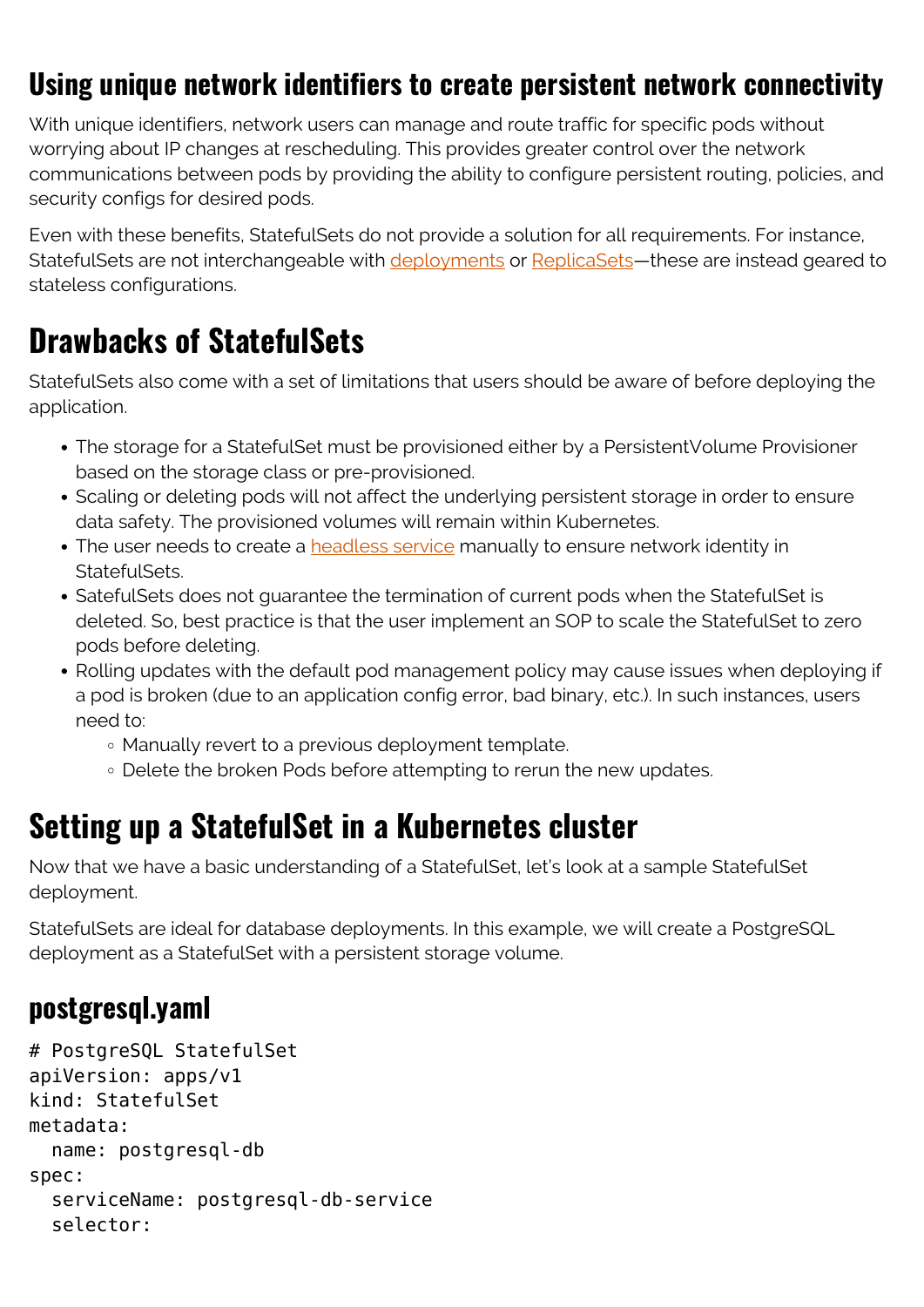## Using unique network identifiers to create persistent network connectivity

With unique identifiers, network users can manage and route traffic for specific pods without worrying about IP changes at rescheduling. This provides greater control over the network communications between pods by providing the ability to configure persistent routing, policies, and security configs for desired pods.

Even with these benefits, StatefulSets do not provide a solution for all requirements. For instance, StatefulSets are not interchangeable with deployments or ReplicaSets—these are instead geared to stateless configurations.

# Drawbacks of StatefulSets

StatefulSets also come with a set of limitations that users should be aware of before deploying the application.

- The storage for a StatefulSet must be provisioned either by a PersistentVolume Provisioner based on the storage class or pre-provisioned.
- Scaling or deleting pods will not affect the underlying persistent storage in order to ensure data safety. The provisioned volumes will remain within Kubernetes.
- The user needs to create a headless service manually to ensure network identity in StatefulSets.
- SatefulSets does not guarantee the termination of current pods when the StatefulSet is deleted. So, best practice is that the user implement an SOP to scale the StatefulSet to zero pods before deleting.
- Rolling updates with the default pod management policy may cause issues when deploying if a pod is broken (due to an application config error, bad binary, etc.). In such instances, users need to:
  - Manually revert to a previous deployment template.
  - Delete the broken Pods before attempting to rerun the new updates.

# Setting up a StatefulSet in a Kubernetes cluster

Now that we have a basic understanding of a StatefulSet, let's look at a sample StatefulSet deployment.

StatefulSets are ideal for database deployments. In this example, we will create a PostgreSQL deployment as a StatefulSet with a persistent storage volume.

## postgresql.yaml

```
# PostgreSQL StatefulSet
apiVersion: apps/v1
kind: StatefulSet
metadata:
  name: postgresql-db
spec:
  serviceName: postgresql-db-service
  selector:
```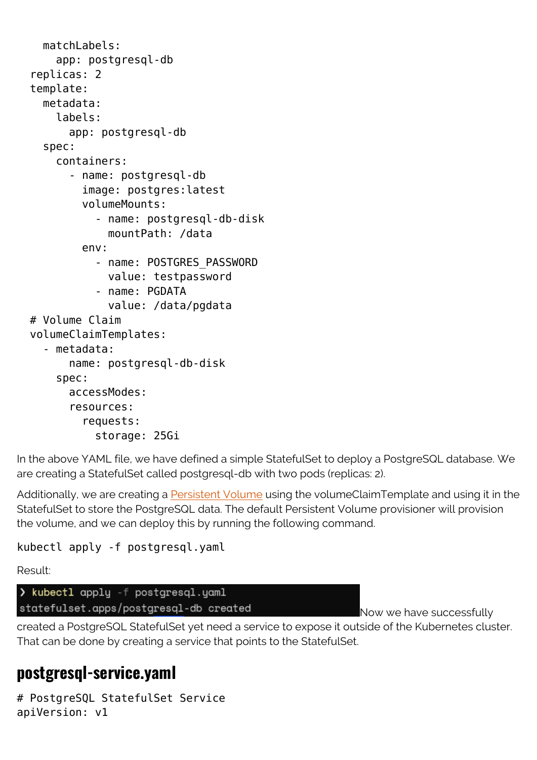```
    matchLabels:
      app: postgresql-db
  replicas: 2
  template:
    metadata:
      labels:
        app: postgresql-db
    spec:
      containers:
        - name: postgresql-db
          image: postgres:latest
          volumeMounts:
            - name: postgresql-db-disk
              mountPath: /data
          env:
            - name: POSTGRES_PASSWORD
              value: testpassword
            - name: PGDATA
              value: /data/pgdata
  # Volume Claim
  volumeClaimTemplates:
    - metadata:
        name: postgresql-db-disk
      spec:
        accessModes:
        resources:
          requests:
            storage: 25Gi
```

In the above YAML file, we have defined a simple StatefulSet to deploy a PostgreSQL database. We are creating a StatefulSet called postgresql-db with two pods (replicas: 2).

Additionally, we are creating a Persistent Volume using the volumeClaimTemplate and using it in the StatefulSet to store the PostgreSQL data. The default Persistent Volume provisioner will provision the volume, and we can deploy this by running the following command.

```
kubectl apply -f postgresql.yaml
```

Result:

```
❯ kubectl apply -f postgresql.yaml
statefulset.apps/postgresql-db created
```

Now we have successfully created a PostgreSQL StatefulSet yet need a service to expose it outside of the Kubernetes cluster. That can be done by creating a service that points to the StatefulSet.

## postgresql-service.yaml

```
# PostgreSQL StatefulSet Service
apiVersion: v1
```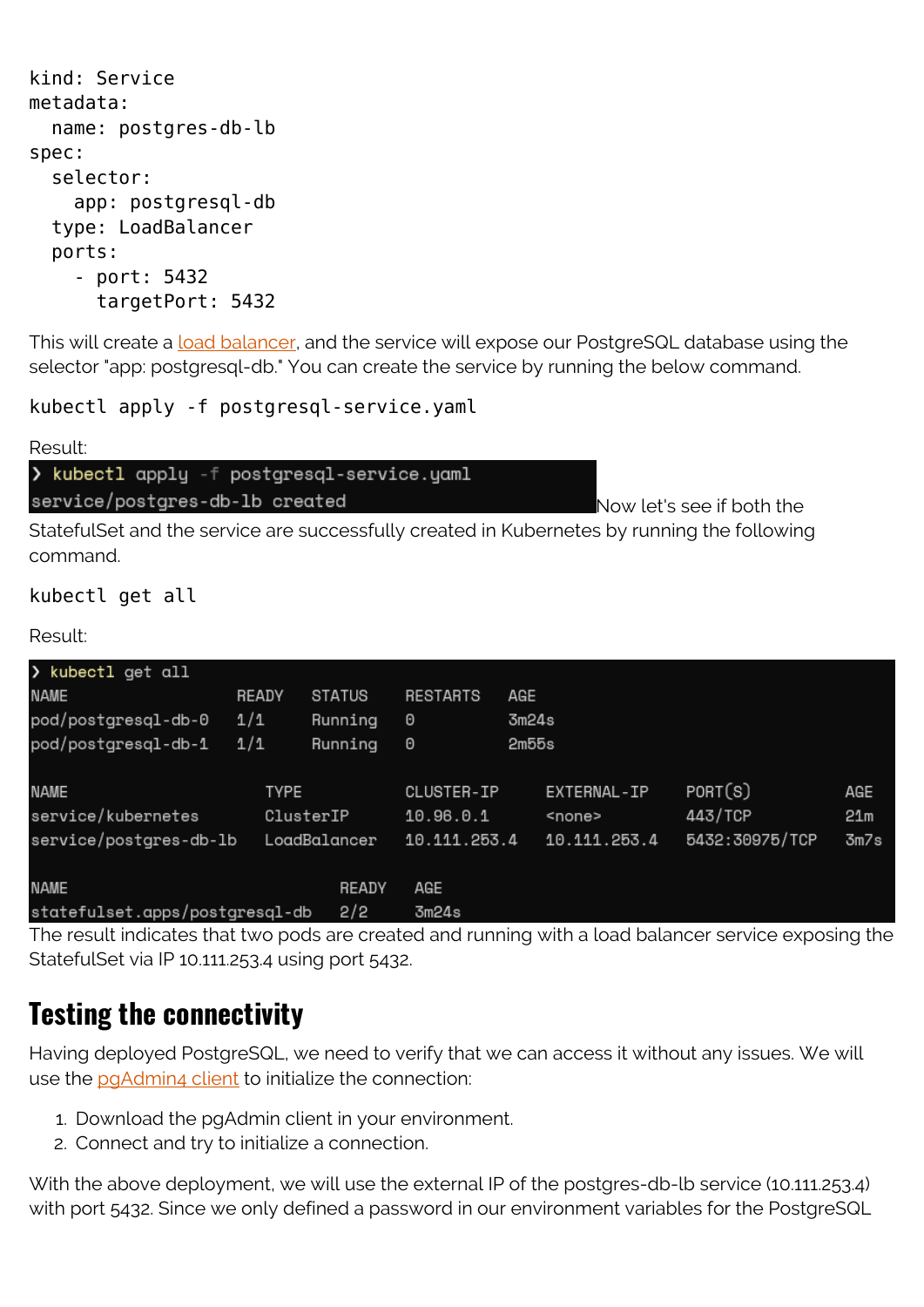```
kind: Service
metadata:
  name: postgres-db-lb
spec:
  selector:
    app: postgresql-db
  type: LoadBalancer
  ports:
    - port: 5432
      targetPort: 5432
```

This will create a load balancer, and the service will expose our PostgreSQL database using the selector "app: postgresql-db." You can create the service by running the below command.

```
kubectl apply -f postgresql-service.yaml
```

Result:

```
❯ kubectl apply -f postgresql-service.yaml
service/postgres-db-lb created
```

Now let's see if both the StatefulSet and the service are successfully created in Kubernetes by running the following command.

```
kubectl get all
```

Result:

```
❯ kubectl get all
NAME                  READY   STATUS    RESTARTS   AGE
pod/postgresql-db-0   1/1     Running   0          3m24s
pod/postgresql-db-1   1/1     Running   0          2m55s

NAME                     TYPE           CLUSTER-IP     EXTERNAL-IP    PORT(S)          AGE
service/kubernetes       ClusterIP      10.96.0.1      <none>         443/TCP          21m
service/postgres-db-lb   LoadBalancer   10.111.253.4   10.111.253.4   5432:30975/TCP   3m7s

NAME                             READY   AGE
statefulset.apps/postgresql-db   2/2     3m24s
```

The result indicates that two pods are created and running with a load balancer service exposing the StatefulSet via IP 10.111.253.4 using port 5432.

## Testing the connectivity

Having deployed PostgreSQL, we need to verify that we can access it without any issues. We will use the pgAdmin4 client to initialize the connection:

1. Download the pgAdmin client in your environment.
2. Connect and try to initialize a connection.

With the above deployment, we will use the external IP of the postgres-db-lb service (10.111.253.4) with port 5432. Since we only defined a password in our environment variables for the PostgreSQL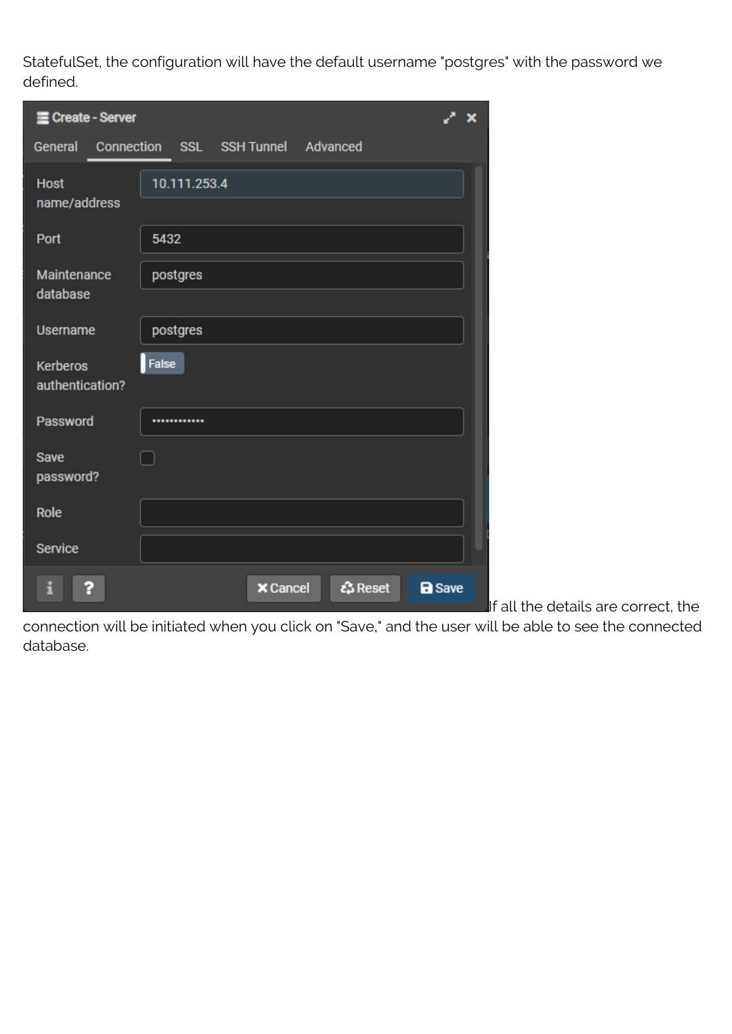StatefulSet, the configuration will have the default username "postgres" with the password we defined.

If all the details are correct, the connection will be initiated when you click on "Save," and the user will be able to see the connected database.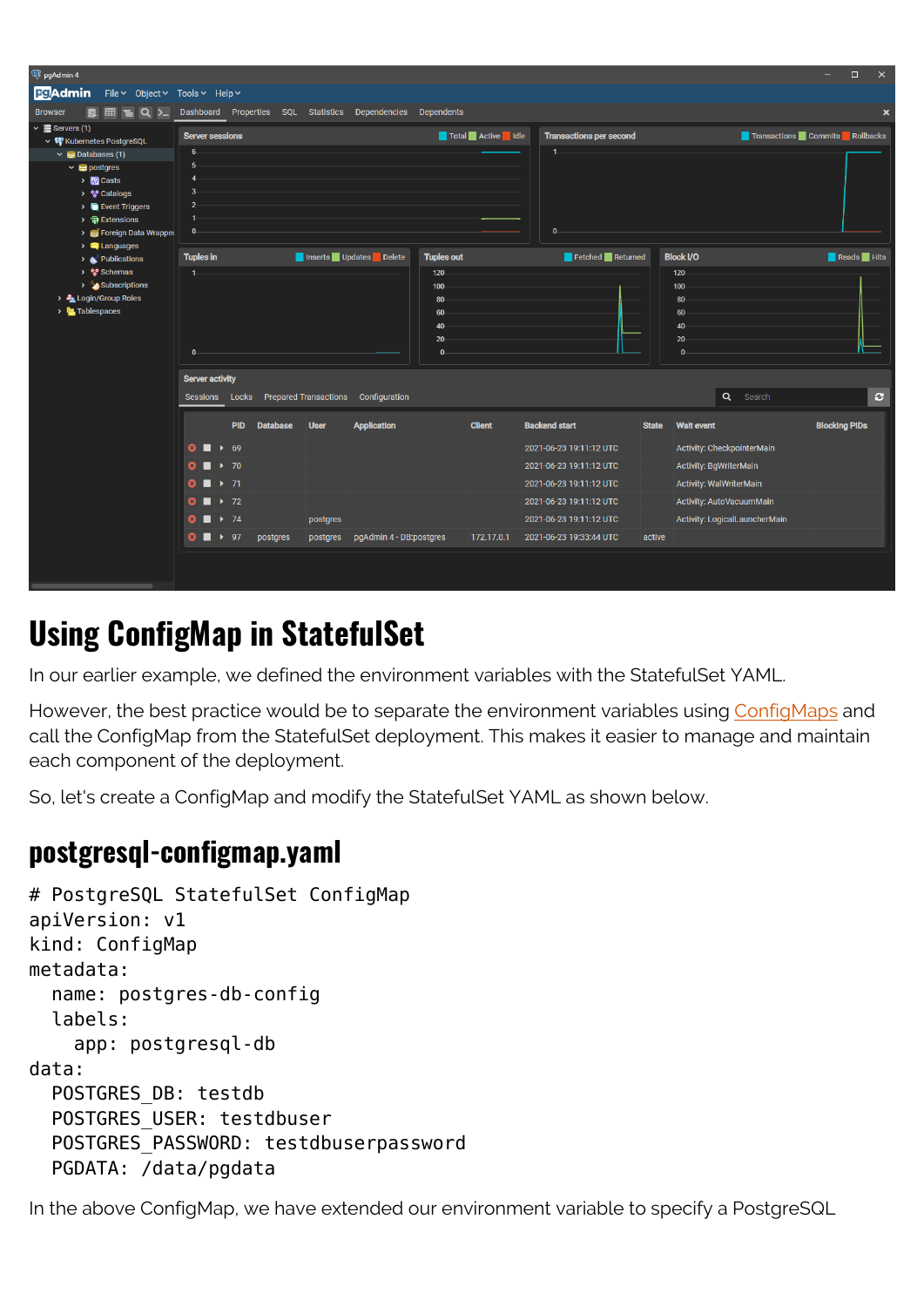## Using ConfigMap in StatefulSet

In our earlier example, we defined the environment variables with the StatefulSet YAML.

However, the best practice would be to separate the environment variables using ConfigMaps and call the ConfigMap from the StatefulSet deployment. This makes it easier to manage and maintain each component of the deployment.

So, let's create a ConfigMap and modify the StatefulSet YAML as shown below.

## postgresql-configmap.yaml

```
# PostgreSQL StatefulSet ConfigMap
apiVersion: v1
kind: ConfigMap
metadata:
  name: postgres-db-config
  labels:
    app: postgresql-db
data:
  POSTGRES_DB: testdb
  POSTGRES_USER: testdbuser
  POSTGRES_PASSWORD: testdbuserpassword
  PGDATA: /data/pgdata
```

In the above ConfigMap, we have extended our environment variable to specify a PostgreSQL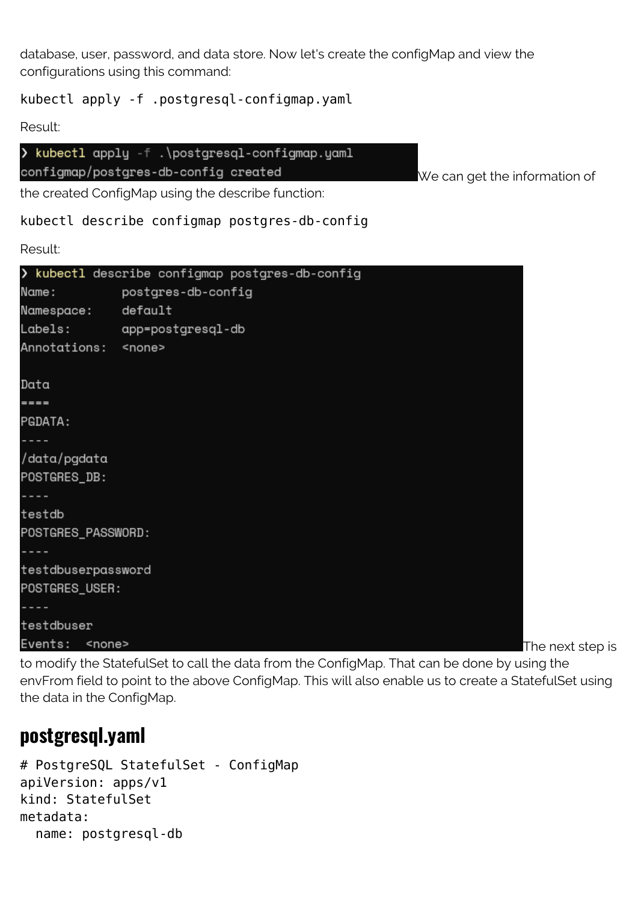database, user, password, and data store. Now let's create the configMap and view the configurations using this command:

```
kubectl apply -f .postgresql-configmap.yaml
```

Result:

```
❯ kubectl apply -f .\postgresql-configmap.yaml
configmap/postgres-db-config created
```

We can get the information of the created ConfigMap using the describe function:

```
kubectl describe configmap postgres-db-config
```

Result:

```
❯ kubectl describe configmap postgres-db-config
Name:         postgres-db-config
Namespace:    default
Labels:       app=postgresql-db
Annotations:  <none>

Data
====
PGDATA:
----
/data/pgdata
POSTGRES_DB:
----
testdb
POSTGRES_PASSWORD:
----
testdbuserpassword
POSTGRES_USER:
----
testdbuser
Events:  <none>
```

The next step is to modify the StatefulSet to call the data from the ConfigMap. That can be done by using the envFrom field to point to the above ConfigMap. This will also enable us to create a StatefulSet using the data in the ConfigMap.

## postgresql.yaml

```
# PostgreSQL StatefulSet - ConfigMap
apiVersion: apps/v1
kind: StatefulSet
metadata:
  name: postgresql-db
```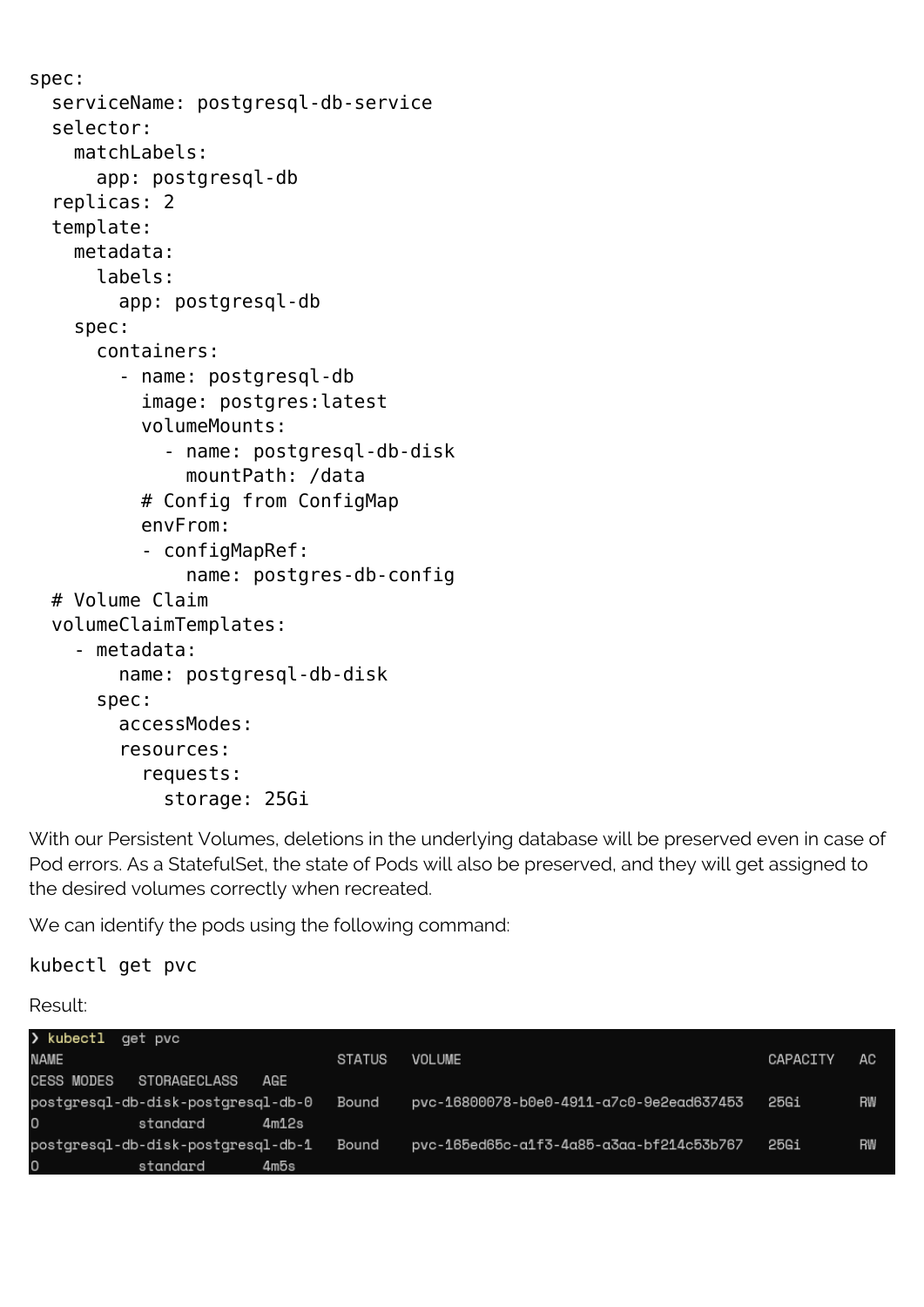```yaml
spec:
  serviceName: postgresql-db-service
  selector:
    matchLabels:
      app: postgresql-db
  replicas: 2
  template:
    metadata:
      labels:
        app: postgresql-db
    spec:
      containers:
        - name: postgresql-db
          image: postgres:latest
          volumeMounts:
            - name: postgresql-db-disk
              mountPath: /data
          # Config from ConfigMap
          envFrom:
          - configMapRef:
              name: postgres-db-config
  # Volume Claim
  volumeClaimTemplates:
    - metadata:
        name: postgresql-db-disk
      spec:
        accessModes:
        resources:
          requests:
            storage: 25Gi
```

With our Persistent Volumes, deletions in the underlying database will be preserved even in case of Pod errors. As a StatefulSet, the state of Pods will also be preserved, and they will get assigned to the desired volumes correctly when recreated.

We can identify the pods using the following command:

```
kubectl get pvc
```

Result:

```
❯ kubectl  get pvc
NAME                                STATUS   VOLUME                                     CAPACITY   AC
CESS MODES   STORAGECLASS   AGE
postgresql-db-disk-postgresql-db-0  Bound    pvc-16800078-b0e0-4911-a7c0-9e2ead637453   25Gi       RW
O            standard       4m12s
postgresql-db-disk-postgresql-db-1  Bound    pvc-165ed65c-a1f3-4a85-a3aa-bf214c53b767   25Gi       RW
O            standard       4m5s
```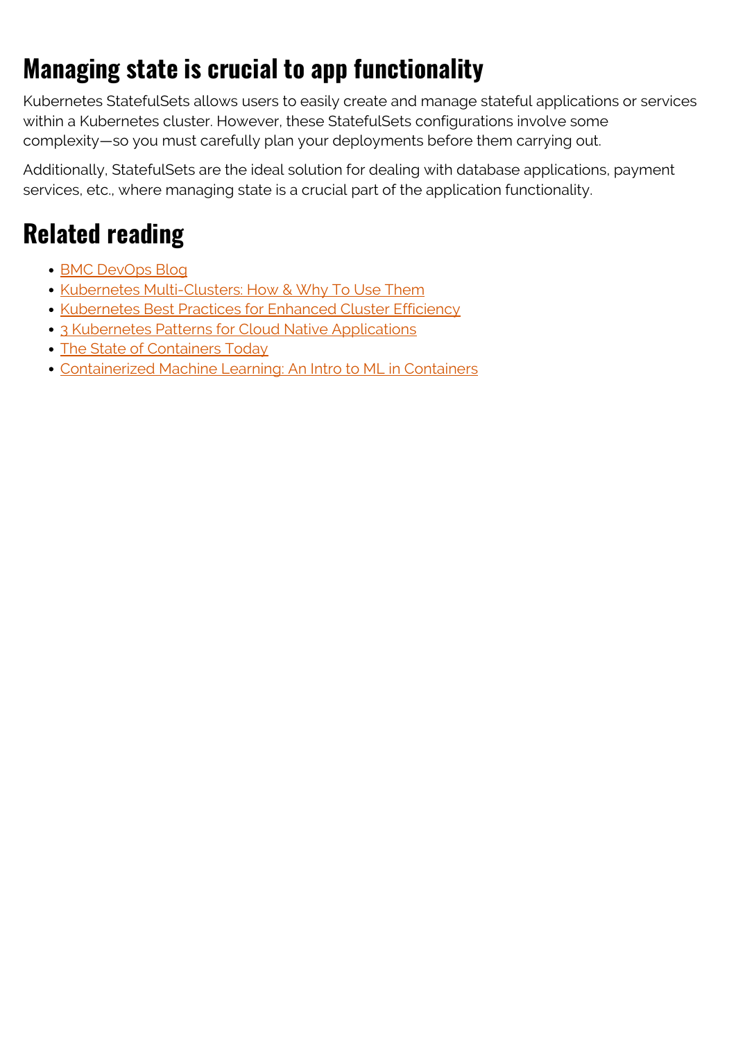## Managing state is crucial to app functionality

Kubernetes StatefulSets allows users to easily create and manage stateful applications or services within a Kubernetes cluster. However, these StatefulSets configurations involve some complexity—so you must carefully plan your deployments before them carrying out.

Additionally, StatefulSets are the ideal solution for dealing with database applications, payment services, etc., where managing state is a crucial part of the application functionality.

## Related reading

- BMC DevOps Blog
- Kubernetes Multi-Clusters: How & Why To Use Them
- Kubernetes Best Practices for Enhanced Cluster Efficiency
- 3 Kubernetes Patterns for Cloud Native Applications
- The State of Containers Today
- Containerized Machine Learning: An Intro to ML in Containers